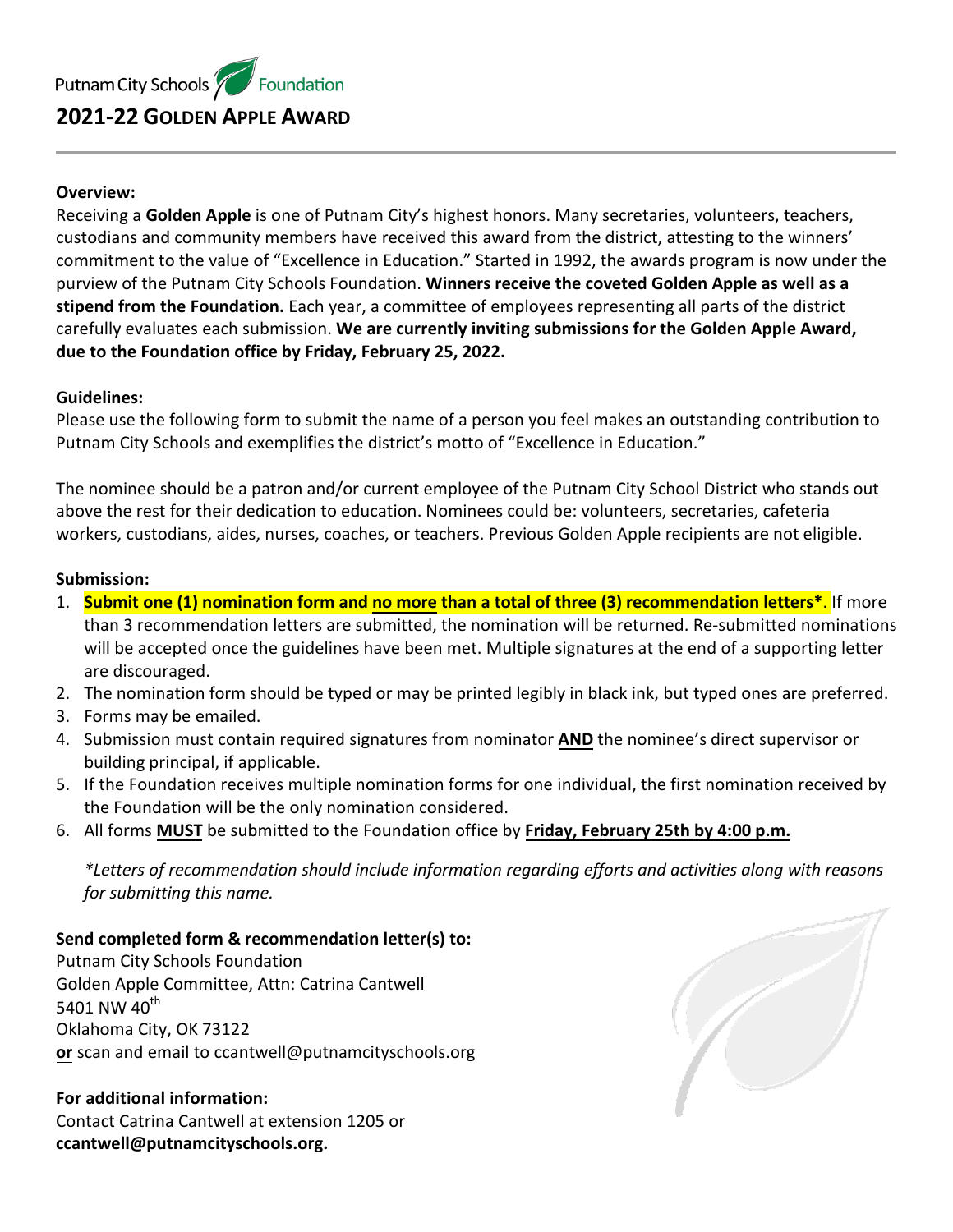Putnam City Schools Foundation

# 2021-22 GOLDEN APPLE AWARD

**Overview:**

Receiving a **Golden Apple** is one of Putnam City's highest honors. Many secretaries, volunteers, teachers, custodians and community members have received this award from the district, attesting to the winners' commitment to the value of "Excellence in Education." Started in 1992, the awards program is now under the purview of the Putnam City Schools Foundation. **Winners receive the coveted Golden Apple as well as a stipend from the Foundation.** Each year, a committee of employees representing all parts of the district carefully evaluates each submission. **We are currently inviting submissions for the Golden Apple Award, due to the Foundation office by Friday, February 25, 2022.**

**Guidelines:**

Please use the following form to submit the name of a person you feel makes an outstanding contribution to Putnam City Schools and exemplifies the district's motto of "Excellence in Education."

The nominee should be a patron and/or current employee of the Putnam City School District who stands out above the rest for their dedication to education. Nominees could be: volunteers, secretaries, cafeteria workers, custodians, aides, nurses, coaches, or teachers. Previous Golden Apple recipients are not eligible.

**Submission:**

1. **Submit one (1) nomination form and no more than a total of three (3) recommendation letters*.** If more than 3 recommendation letters are submitted, the nomination will be returned. Re-submitted nominations will be accepted once the guidelines have been met. Multiple signatures at the end of a supporting letter are discouraged.
2. The nomination form should be typed or may be printed legibly in black ink, but typed ones are preferred.
3. Forms may be emailed.
4. Submission must contain required signatures from nominator **AND** the nominee's direct supervisor or building principal, if applicable.
5. If the Foundation receives multiple nomination forms for one individual, the first nomination received by the Foundation will be the only nomination considered.
6. All forms **MUST** be submitted to the Foundation office by **Friday, February 25th by 4:00 p.m.**

*\*Letters of recommendation should include information regarding efforts and activities along with reasons for submitting this name.*

**Send completed form & recommendation letter(s) to:**

Putnam City Schools Foundation
Golden Apple Committee, Attn: Catrina Cantwell
5401 NW 40th
Oklahoma City, OK 73122
**or** scan and email to ccantwell@putnamcityschools.org

**For additional information:**

Contact Catrina Cantwell at extension 1205 or **ccantwell@putnamcityschools.org.**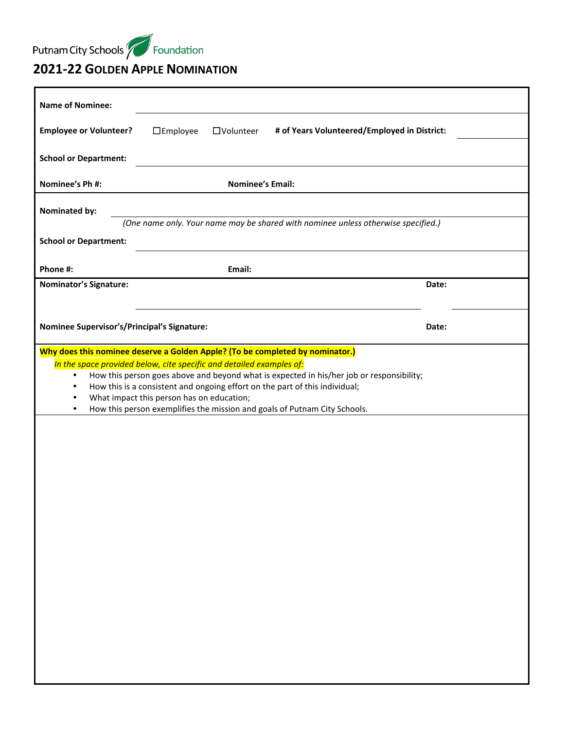Putnam City Schools Foundation

# 2021-22 GOLDEN APPLE NOMINATION

**Name of Nominee:**

**Employee or Volunteer?** ☐Employee ☐Volunteer **# of Years Volunteered/Employed in District:**

**School or Department:**

**Nominee's Ph #:** **Nominee's Email:**

**Nominated by:**

*(One name only. Your name may be shared with nominee unless otherwise specified.)*

**School or Department:**

**Phone #:** **Email:**

**Nominator's Signature:** **Date:**

**Nominee Supervisor's/Principal's Signature:** **Date:**

**Why does this nominee deserve a Golden Apple? (To be completed by nominator.)**

*In the space provided below, cite specific and detailed examples of:*

- How this person goes above and beyond what is expected in his/her job or responsibility;
- How this is a consistent and ongoing effort on the part of this individual;
- What impact this person has on education;
- How this person exemplifies the mission and goals of Putnam City Schools.